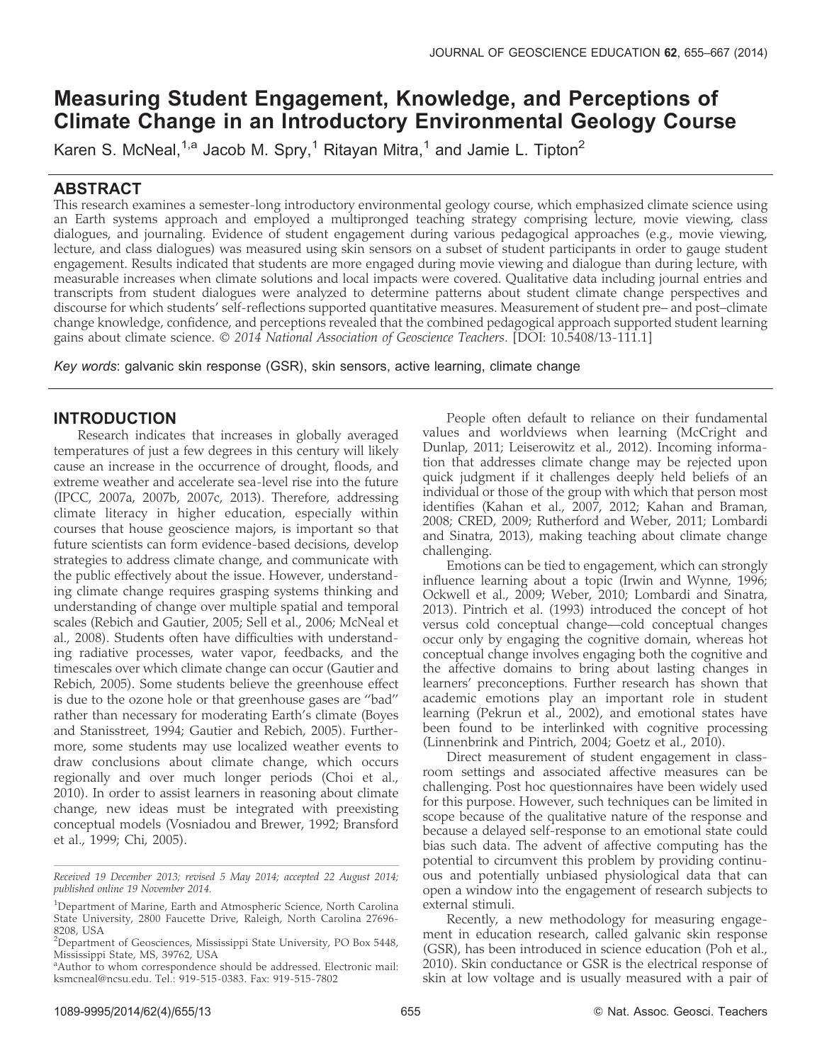# Measuring Student Engagement, Knowledge, and Perceptions of Climate Change in an Introductory Environmental Geology Course

Karen S. McNeal,[1,a] Jacob M. Spry,[1] Ritayan Mitra,[1] and Jamie L. Tipton[2]

## ABSTRACT

This research examines a semester-long introductory environmental geology course, which emphasized climate science using an Earth systems approach and employed a multipronged teaching strategy comprising lecture, movie viewing, class dialogues, and journaling. Evidence of student engagement during various pedagogical approaches (e.g., movie viewing, lecture, and class dialogues) was measured using skin sensors on a subset of student participants in order to gauge student engagement. Results indicated that students are more engaged during movie viewing and dialogue than during lecture, with measurable increases when climate solutions and local impacts were covered. Qualitative data including journal entries and transcripts from student dialogues were analyzed to determine patterns about student climate change perspectives and discourse for which students' self-reflections supported quantitative measures. Measurement of student pre– and post–climate change knowledge, confidence, and perceptions revealed that the combined pedagogical approach supported student learning gains about climate science. *© 2014 National Association of Geoscience Teachers*. [DOI: 10.5408/13-111.1]

*Key words*: galvanic skin response (GSR), skin sensors, active learning, climate change

## INTRODUCTION

Research indicates that increases in globally averaged temperatures of just a few degrees in this century will likely cause an increase in the occurrence of drought, floods, and extreme weather and accelerate sea-level rise into the future (IPCC, 2007a, 2007b, 2007c, 2013). Therefore, addressing climate literacy in higher education, especially within courses that house geoscience majors, is important so that future scientists can form evidence-based decisions, develop strategies to address climate change, and communicate with the public effectively about the issue. However, understanding climate change requires grasping systems thinking and understanding of change over multiple spatial and temporal scales (Rebich and Gautier, 2005; Sell et al., 2006; McNeal et al., 2008). Students often have difficulties with understanding radiative processes, water vapor, feedbacks, and the timescales over which climate change can occur (Gautier and Rebich, 2005). Some students believe the greenhouse effect is due to the ozone hole or that greenhouse gases are "bad" rather than necessary for moderating Earth's climate (Boyes and Stanisstreet, 1994; Gautier and Rebich, 2005). Furthermore, some students may use localized weather events to draw conclusions about climate change, which occurs regionally and over much longer periods (Choi et al., 2010). In order to assist learners in reasoning about climate change, new ideas must be integrated with preexisting conceptual models (Vosniadou and Brewer, 1992; Bransford et al., 1999; Chi, 2005).

People often default to reliance on their fundamental values and worldviews when learning (McCright and Dunlap, 2011; Leiserowitz et al., 2012). Incoming information that addresses climate change may be rejected upon quick judgment if it challenges deeply held beliefs of an individual or those of the group with which that person most identifies (Kahan et al., 2007, 2012; Kahan and Braman, 2008; CRED, 2009; Rutherford and Weber, 2011; Lombardi and Sinatra, 2013), making teaching about climate change challenging.

Emotions can be tied to engagement, which can strongly influence learning about a topic (Irwin and Wynne, 1996; Ockwell et al., 2009; Weber, 2010; Lombardi and Sinatra, 2013). Pintrich et al. (1993) introduced the concept of hot versus cold conceptual change—cold conceptual changes occur only by engaging the cognitive domain, whereas hot conceptual change involves engaging both the cognitive and the affective domains to bring about lasting changes in learners' preconceptions. Further research has shown that academic emotions play an important role in student learning (Pekrun et al., 2002), and emotional states have been found to be interlinked with cognitive processing (Linnenbrink and Pintrich, 2004; Goetz et al., 2010).

Direct measurement of student engagement in classroom settings and associated affective measures can be challenging. Post hoc questionnaires have been widely used for this purpose. However, such techniques can be limited in scope because of the qualitative nature of the response and because a delayed self-response to an emotional state could bias such data. The advent of affective computing has the potential to circumvent this problem by providing continuous and potentially unbiased physiological data that can open a window into the engagement of research subjects to external stimuli.

Recently, a new methodology for measuring engagement in education research, called galvanic skin response (GSR), has been introduced in science education (Poh et al., 2010). Skin conductance or GSR is the electrical response of skin at low voltage and is usually measured with a pair of

---

*Received 19 December 2013; revised 5 May 2014; accepted 22 August 2014; published online 19 November 2014.*

[1]Department of Marine, Earth and Atmospheric Science, North Carolina State University, 2800 Faucette Drive, Raleigh, North Carolina 27696-8208, USA

[2]Department of Geosciences, Mississippi State University, PO Box 5448, Mississippi State, MS, 39762, USA

[a]Author to whom correspondence should be addressed. Electronic mail: ksmcneal@ncsu.edu. Tel.: 919-515-0383. Fax: 919-515-7802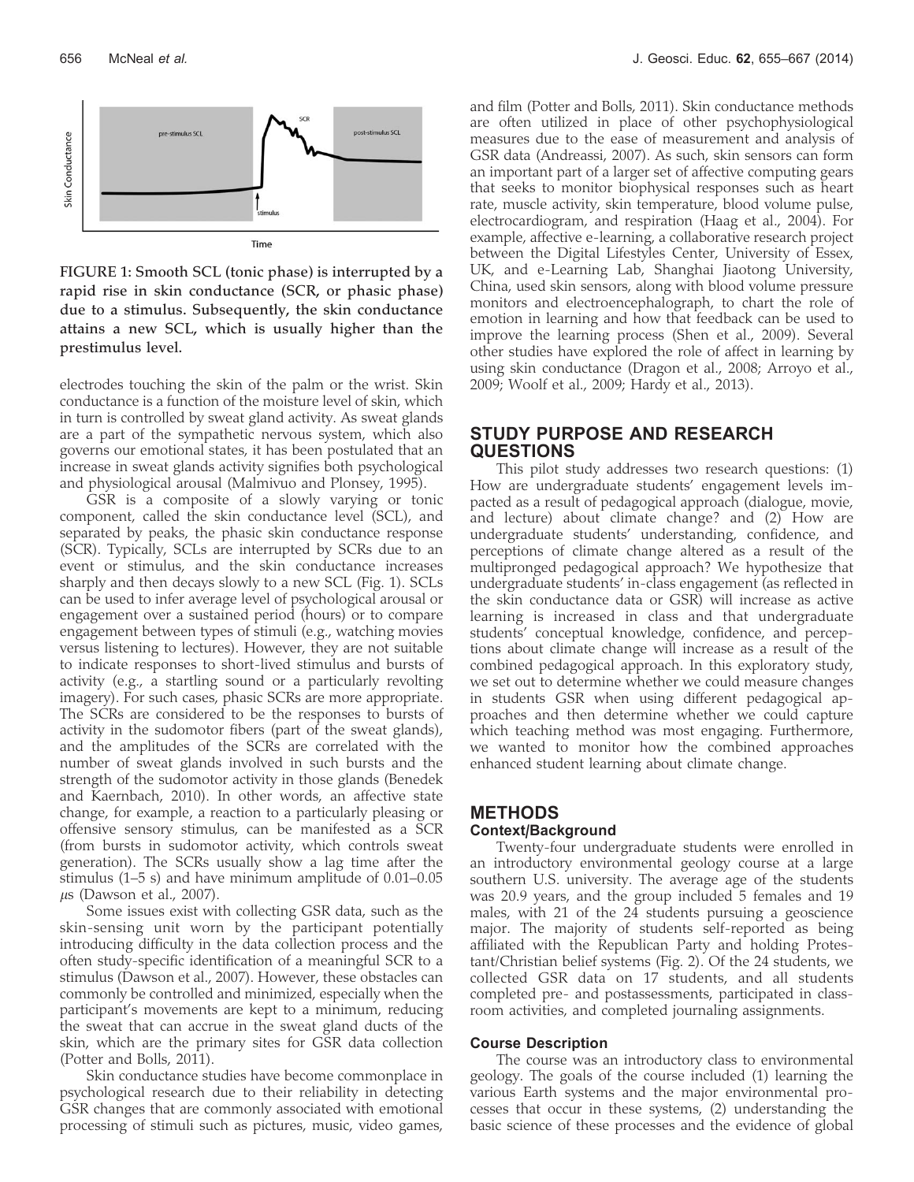FIGURE 1: Smooth SCL (tonic phase) is interrupted by a rapid rise in skin conductance (SCR, or phasic phase) due to a stimulus. Subsequently, the skin conductance attains a new SCL, which is usually higher than the prestimulus level.

electrodes touching the skin of the palm or the wrist. Skin conductance is a function of the moisture level of skin, which in turn is controlled by sweat gland activity. As sweat glands are a part of the sympathetic nervous system, which also governs our emotional states, it has been postulated that an increase in sweat glands activity signifies both psychological and physiological arousal (Malmivuo and Plonsey, 1995).

GSR is a composite of a slowly varying or tonic component, called the skin conductance level (SCL), and separated by peaks, the phasic skin conductance response (SCR). Typically, SCLs are interrupted by SCRs due to an event or stimulus, and the skin conductance increases sharply and then decays slowly to a new SCL (Fig. 1). SCLs can be used to infer average level of psychological arousal or engagement over a sustained period (hours) or to compare engagement between types of stimuli (e.g., watching movies versus listening to lectures). However, they are not suitable to indicate responses to short-lived stimulus and bursts of activity (e.g., a startling sound or a particularly revolting imagery). For such cases, phasic SCRs are more appropriate. The SCRs are considered to be the responses to bursts of activity in the sudomotor fibers (part of the sweat glands), and the amplitudes of the SCRs are correlated with the number of sweat glands involved in such bursts and the strength of the sudomotor activity in those glands (Benedek and Kaernbach, 2010). In other words, an affective state change, for example, a reaction to a particularly pleasing or offensive sensory stimulus, can be manifested as a SCR (from bursts in sudomotor activity, which controls sweat generation). The SCRs usually show a lag time after the stimulus (1–5 s) and have minimum amplitude of 0.01–0.05 $\mu$s (Dawson et al., 2007).

Some issues exist with collecting GSR data, such as the skin-sensing unit worn by the participant potentially introducing difficulty in the data collection process and the often study-specific identification of a meaningful SCR to a stimulus (Dawson et al., 2007). However, these obstacles can commonly be controlled and minimized, especially when the participant's movements are kept to a minimum, reducing the sweat that can accrue in the sweat gland ducts of the skin, which are the primary sites for GSR data collection (Potter and Bolls, 2011).

Skin conductance studies have become commonplace in psychological research due to their reliability in detecting GSR changes that are commonly associated with emotional processing of stimuli such as pictures, music, video games, and film (Potter and Bolls, 2011). Skin conductance methods are often utilized in place of other psychophysiological measures due to the ease of measurement and analysis of GSR data (Andreassi, 2007). As such, skin sensors can form an important part of a larger set of affective computing gears that seeks to monitor biophysical responses such as heart rate, muscle activity, skin temperature, blood volume pulse, electrocardiogram, and respiration (Haag et al., 2004). For example, affective e-learning, a collaborative research project between the Digital Lifestyles Center, University of Essex, UK, and e-Learning Lab, Shanghai Jiaotong University, China, used skin sensors, along with blood volume pressure monitors and electroencephalograph, to chart the role of emotion in learning and how that feedback can be used to improve the learning process (Shen et al., 2009). Several other studies have explored the role of affect in learning by using skin conductance (Dragon et al., 2008; Arroyo et al., 2009; Woolf et al., 2009; Hardy et al., 2013).

## STUDY PURPOSE AND RESEARCH QUESTIONS

This pilot study addresses two research questions: (1) How are undergraduate students' engagement levels impacted as a result of pedagogical approach (dialogue, movie, and lecture) about climate change? and (2) How are undergraduate students' understanding, confidence, and perceptions of climate change altered as a result of the multipronged pedagogical approach? We hypothesize that undergraduate students' in-class engagement (as reflected in the skin conductance data or GSR) will increase as active learning is increased in class and that undergraduate students' conceptual knowledge, confidence, and perceptions about climate change will increase as a result of the combined pedagogical approach. In this exploratory study, we set out to determine whether we could measure changes in students GSR when using different pedagogical approaches and then determine whether we could capture which teaching method was most engaging. Furthermore, we wanted to monitor how the combined approaches enhanced student learning about climate change.

## METHODS

### Context/Background

Twenty-four undergraduate students were enrolled in an introductory environmental geology course at a large southern U.S. university. The average age of the students was 20.9 years, and the group included 5 females and 19 males, with 21 of the 24 students pursuing a geoscience major. The majority of students self-reported as being affiliated with the Republican Party and holding Protestant/Christian belief systems (Fig. 2). Of the 24 students, we collected GSR data on 17 students, and all students completed pre- and postassessments, participated in classroom activities, and completed journaling assignments.

### Course Description

The course was an introductory class to environmental geology. The goals of the course included (1) learning the various Earth systems and the major environmental processes that occur in these systems, (2) understanding the basic science of these processes and the evidence of global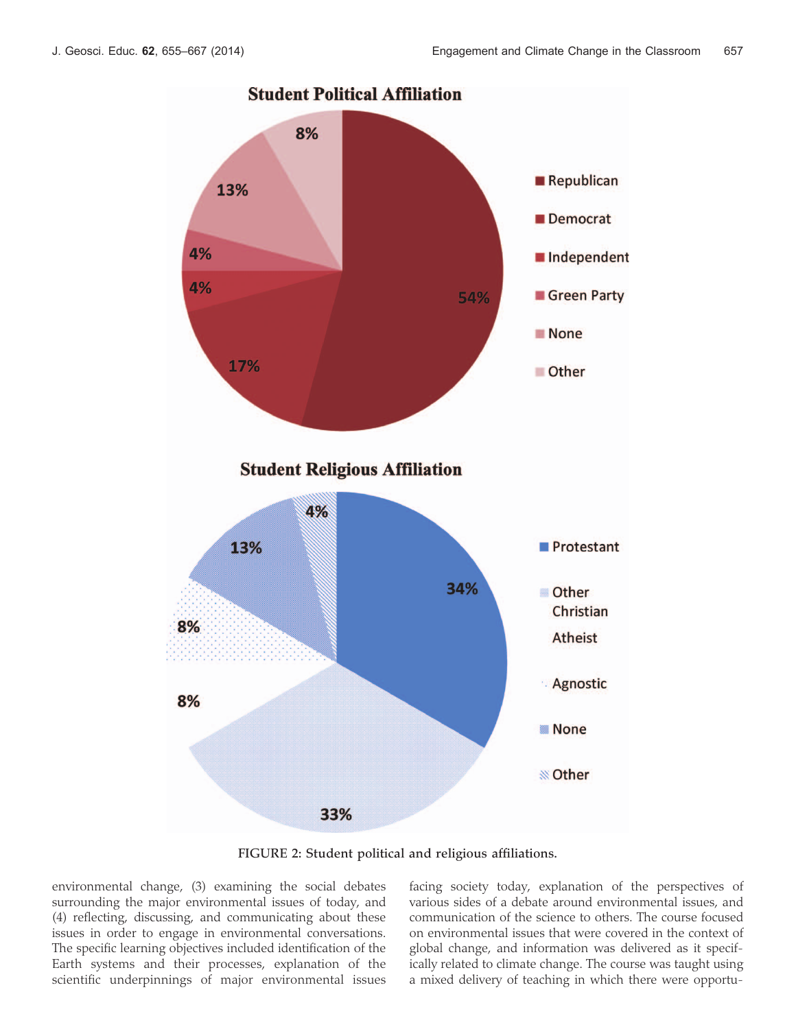FIGURE 2: Student political and religious affiliations.

environmental change, (3) examining the social debates surrounding the major environmental issues of today, and (4) reflecting, discussing, and communicating about these issues in order to engage in environmental conversations. The specific learning objectives included identification of the Earth systems and their processes, explanation of the scientific underpinnings of major environmental issues facing society today, explanation of the perspectives of various sides of a debate around environmental issues, and communication of the science to others. The course focused on environmental issues that were covered in the context of global change, and information was delivered as it specifically related to climate change. The course was taught using a mixed delivery of teaching in which there were opportu-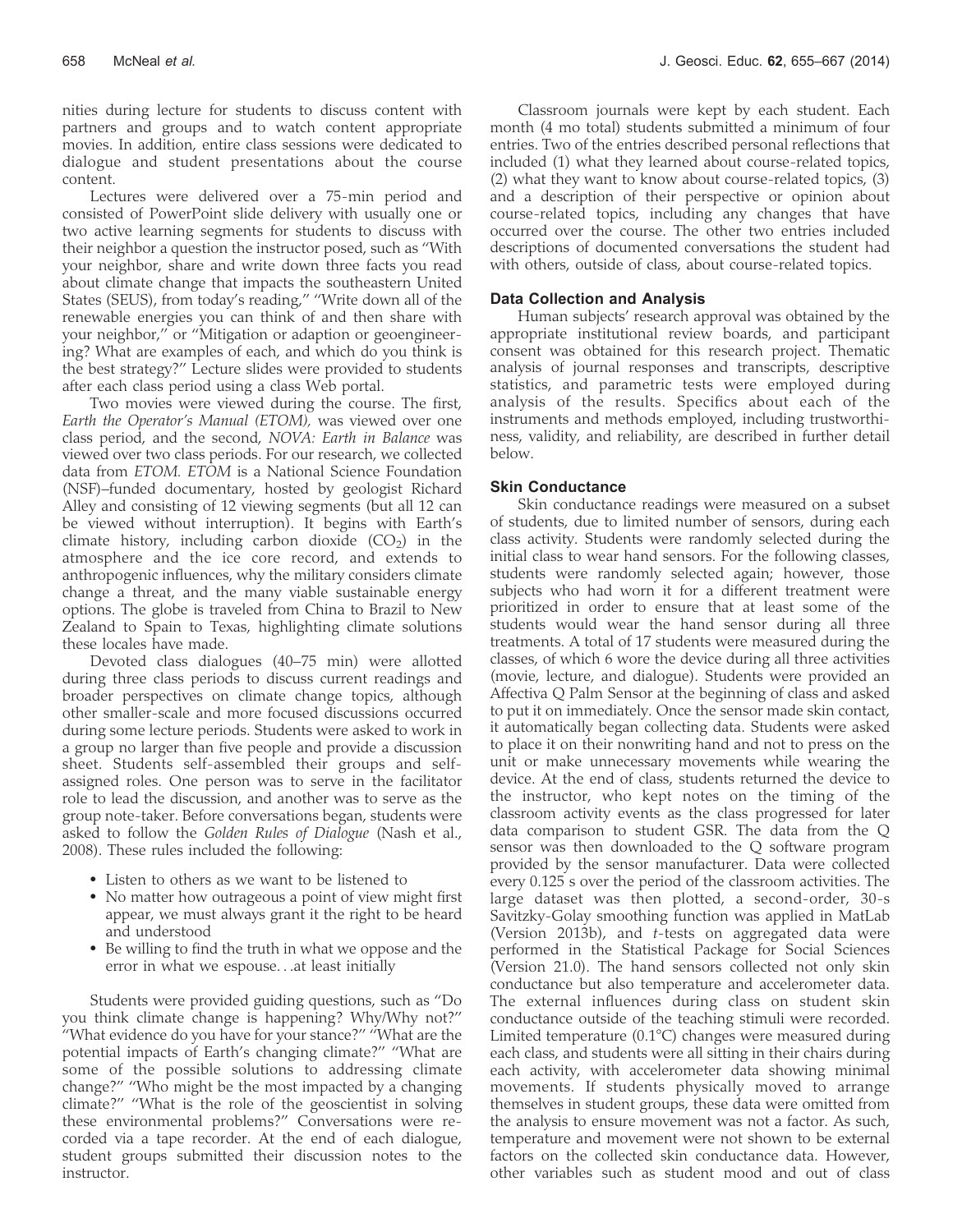nities during lecture for students to discuss content with partners and groups and to watch content appropriate movies. In addition, entire class sessions were dedicated to dialogue and student presentations about the course content.

Lectures were delivered over a 75-min period and consisted of PowerPoint slide delivery with usually one or two active learning segments for students to discuss with their neighbor a question the instructor posed, such as ''With your neighbor, share and write down three facts you read about climate change that impacts the southeastern United States (SEUS), from today's reading,'' ''Write down all of the renewable energies you can think of and then share with your neighbor,'' or ''Mitigation or adaption or geoengineering? What are examples of each, and which do you think is the best strategy?'' Lecture slides were provided to students after each class period using a class Web portal.

Two movies were viewed during the course. The first, *Earth the Operator's Manual (ETOM),* was viewed over one class period, and the second, *NOVA: Earth in Balance* was viewed over two class periods. For our research, we collected data from *ETOM. ETOM* is a National Science Foundation (NSF)–funded documentary, hosted by geologist Richard Alley and consisting of 12 viewing segments (but all 12 can be viewed without interruption). It begins with Earth's climate history, including carbon dioxide ($CO_2$) in the atmosphere and the ice core record, and extends to anthropogenic influences, why the military considers climate change a threat, and the many viable sustainable energy options. The globe is traveled from China to Brazil to New Zealand to Spain to Texas, highlighting climate solutions these locales have made.

Devoted class dialogues (40–75 min) were allotted during three class periods to discuss current readings and broader perspectives on climate change topics, although other smaller-scale and more focused discussions occurred during some lecture periods. Students were asked to work in a group no larger than five people and provide a discussion sheet. Students self-assembled their groups and self-assigned roles. One person was to serve in the facilitator role to lead the discussion, and another was to serve as the group note-taker. Before conversations began, students were asked to follow the *Golden Rules of Dialogue* (Nash et al., 2008). These rules included the following:

- Listen to others as we want to be listened to
- No matter how outrageous a point of view might first appear, we must always grant it the right to be heard and understood
- Be willing to find the truth in what we oppose and the error in what we espouse. . .at least initially

Students were provided guiding questions, such as ''Do you think climate change is happening? Why/Why not?'' ''What evidence do you have for your stance?'' ''What are the potential impacts of Earth's changing climate?'' ''What are some of the possible solutions to addressing climate change?'' ''Who might be the most impacted by a changing climate?'' ''What is the role of the geoscientist in solving these environmental problems?'' Conversations were recorded via a tape recorder. At the end of each dialogue, student groups submitted their discussion notes to the instructor.

Classroom journals were kept by each student. Each month (4 mo total) students submitted a minimum of four entries. Two of the entries described personal reflections that included (1) what they learned about course-related topics, (2) what they want to know about course-related topics, (3) and a description of their perspective or opinion about course-related topics, including any changes that have occurred over the course. The other two entries included descriptions of documented conversations the student had with others, outside of class, about course-related topics.

### Data Collection and Analysis

Human subjects' research approval was obtained by the appropriate institutional review boards, and participant consent was obtained for this research project. Thematic analysis of journal responses and transcripts, descriptive statistics, and parametric tests were employed during analysis of the results. Specifics about each of the instruments and methods employed, including trustworthiness, validity, and reliability, are described in further detail below.

### Skin Conductance

Skin conductance readings were measured on a subset of students, due to limited number of sensors, during each class activity. Students were randomly selected during the initial class to wear hand sensors. For the following classes, students were randomly selected again; however, those subjects who had worn it for a different treatment were prioritized in order to ensure that at least some of the students would wear the hand sensor during all three treatments. A total of 17 students were measured during the classes, of which 6 wore the device during all three activities (movie, lecture, and dialogue). Students were provided an Affectiva Q Palm Sensor at the beginning of class and asked to put it on immediately. Once the sensor made skin contact, it automatically began collecting data. Students were asked to place it on their nonwriting hand and not to press on the unit or make unnecessary movements while wearing the device. At the end of class, students returned the device to the instructor, who kept notes on the timing of the classroom activity events as the class progressed for later data comparison to student GSR. The data from the Q sensor was then downloaded to the Q software program provided by the sensor manufacturer. Data were collected every 0.125 s over the period of the classroom activities. The large dataset was then plotted, a second-order, 30-s Savitzky-Golay smoothing function was applied in MatLab (Version 2013b), and *t*-tests on aggregated data were performed in the Statistical Package for Social Sciences (Version 21.0). The hand sensors collected not only skin conductance but also temperature and accelerometer data. The external influences during class on student skin conductance outside of the teaching stimuli were recorded. Limited temperature (0.1°C) changes were measured during each class, and students were all sitting in their chairs during each activity, with accelerometer data showing minimal movements. If students physically moved to arrange themselves in student groups, these data were omitted from the analysis to ensure movement was not a factor. As such, temperature and movement were not shown to be external factors on the collected skin conductance data. However, other variables such as student mood and out of class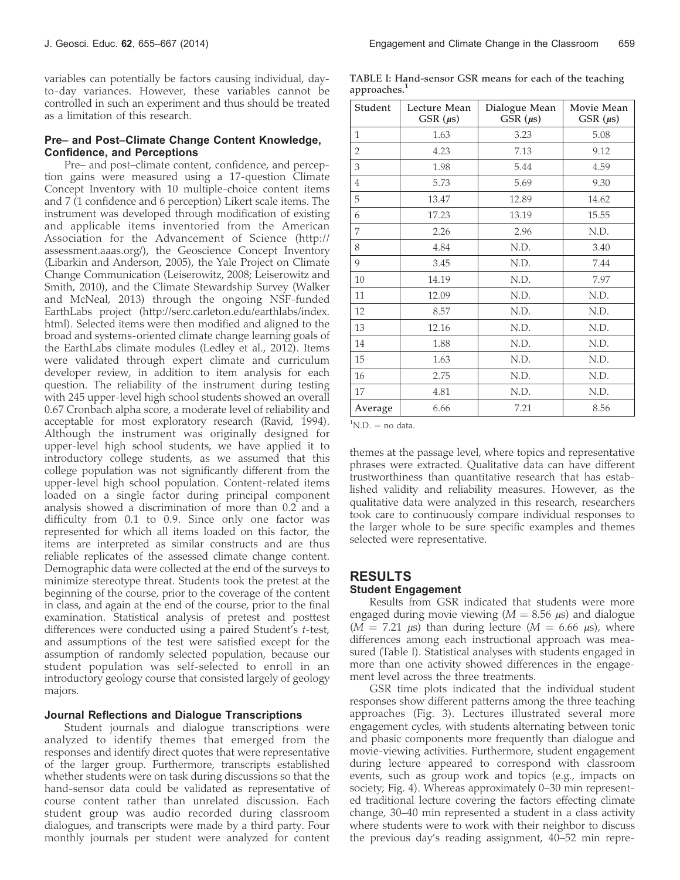variables can potentially be factors causing individual, day-to-day variances. However, these variables cannot be controlled in such an experiment and thus should be treated as a limitation of this research.

### Pre– and Post–Climate Change Content Knowledge, Confidence, and Perceptions

Pre– and post–climate content, confidence, and perception gains were measured using a 17-question Climate Concept Inventory with 10 multiple-choice content items and 7 (1 confidence and 6 perception) Likert scale items. The instrument was developed through modification of existing and applicable items inventoried from the American Association for the Advancement of Science (http://assessment.aaas.org/), the Geoscience Concept Inventory (Libarkin and Anderson, 2005), the Yale Project on Climate Change Communication (Leiserowitz, 2008; Leiserowitz and Smith, 2010), and the Climate Stewardship Survey (Walker and McNeal, 2013) through the ongoing NSF-funded EarthLabs project (http://serc.carleton.edu/earthlabs/index.html). Selected items were then modified and aligned to the broad and systems-oriented climate change learning goals of the EarthLabs climate modules (Ledley et al., 2012). Items were validated through expert climate and curriculum developer review, in addition to item analysis for each question. The reliability of the instrument during testing with 245 upper-level high school students showed an overall 0.67 Cronbach alpha score, a moderate level of reliability and acceptable for most exploratory research (Ravid, 1994). Although the instrument was originally designed for upper-level high school students, we have applied it to introductory college students, as we assumed that this college population was not significantly different from the upper-level high school population. Content-related items loaded on a single factor during principal component analysis showed a discrimination of more than 0.2 and a difficulty from 0.1 to 0.9. Since only one factor was represented for which all items loaded on this factor, the items are interpreted as similar constructs and are thus reliable replicates of the assessed climate change content. Demographic data were collected at the end of the surveys to minimize stereotype threat. Students took the pretest at the beginning of the course, prior to the coverage of the content in class, and again at the end of the course, prior to the final examination. Statistical analysis of pretest and posttest differences were conducted using a paired Student's $t$-test, and assumptions of the test were satisfied except for the assumption of randomly selected population, because our student population was self-selected to enroll in an introductory geology course that consisted largely of geology majors.

### Journal Reflections and Dialogue Transcriptions

Student journals and dialogue transcriptions were analyzed to identify themes that emerged from the responses and identify direct quotes that were representative of the larger group. Furthermore, transcripts established whether students were on task during discussions so that the hand-sensor data could be validated as representative of course content rather than unrelated discussion. Each student group was audio recorded during classroom dialogues, and transcripts were made by a third party. Four monthly journals per student were analyzed for content themes at the passage level, where topics and representative phrases were extracted. Qualitative data can have different trustworthiness than quantitative research that has established validity and reliability measures. However, as the qualitative data were analyzed in this research, researchers took care to continuously compare individual responses to the larger whole to be sure specific examples and themes selected were representative.

TABLE I: Hand-sensor GSR means for each of the teaching approaches.[1]

| Student | Lecture Mean GSR ($\mu$s) | Dialogue Mean GSR ($\mu$s) | Movie Mean GSR ($\mu$s) |
|---|---|---|---|
| 1 | 1.63 | 3.23 | 5.08 |
| 2 | 4.23 | 7.13 | 9.12 |
| 3 | 1.98 | 5.44 | 4.59 |
| 4 | 5.73 | 5.69 | 9.30 |
| 5 | 13.47 | 12.89 | 14.62 |
| 6 | 17.23 | 13.19 | 15.55 |
| 7 | 2.26 | 2.96 | N.D. |
| 8 | 4.84 | N.D. | 3.40 |
| 9 | 3.45 | N.D. | 7.44 |
| 10 | 14.19 | N.D. | 7.97 |
| 11 | 12.09 | N.D. | N.D. |
| 12 | 8.57 | N.D. | N.D. |
| 13 | 12.16 | N.D. | N.D. |
| 14 | 1.88 | N.D. | N.D. |
| 15 | 1.63 | N.D. | N.D. |
| 16 | 2.75 | N.D. | N.D. |
| 17 | 4.81 | N.D. | N.D. |
| Average | 6.66 | 7.21 | 8.56 |

[1]N.D. = no data.

## RESULTS

### Student Engagement

Results from GSR indicated that students were more engaged during movie viewing ($M = 8.56$ $\mu$s) and dialogue ($M = 7.21$ $\mu$s) than during lecture ($M = 6.66$ $\mu$s), where differences among each instructional approach was measured (Table I). Statistical analyses with students engaged in more than one activity showed differences in the engagement level across the three treatments.

GSR time plots indicated that the individual student responses show different patterns among the three teaching approaches (Fig. 3). Lectures illustrated several more engagement cycles, with students alternating between tonic and phasic components more frequently than dialogue and movie-viewing activities. Furthermore, student engagement during lecture appeared to correspond with classroom events, such as group work and topics (e.g., impacts on society; Fig. 4). Whereas approximately 0–30 min represented traditional lecture covering the factors effecting climate change, 30–40 min represented a student in a class activity where students were to work with their neighbor to discuss the previous day's reading assignment, 40–52 min repre-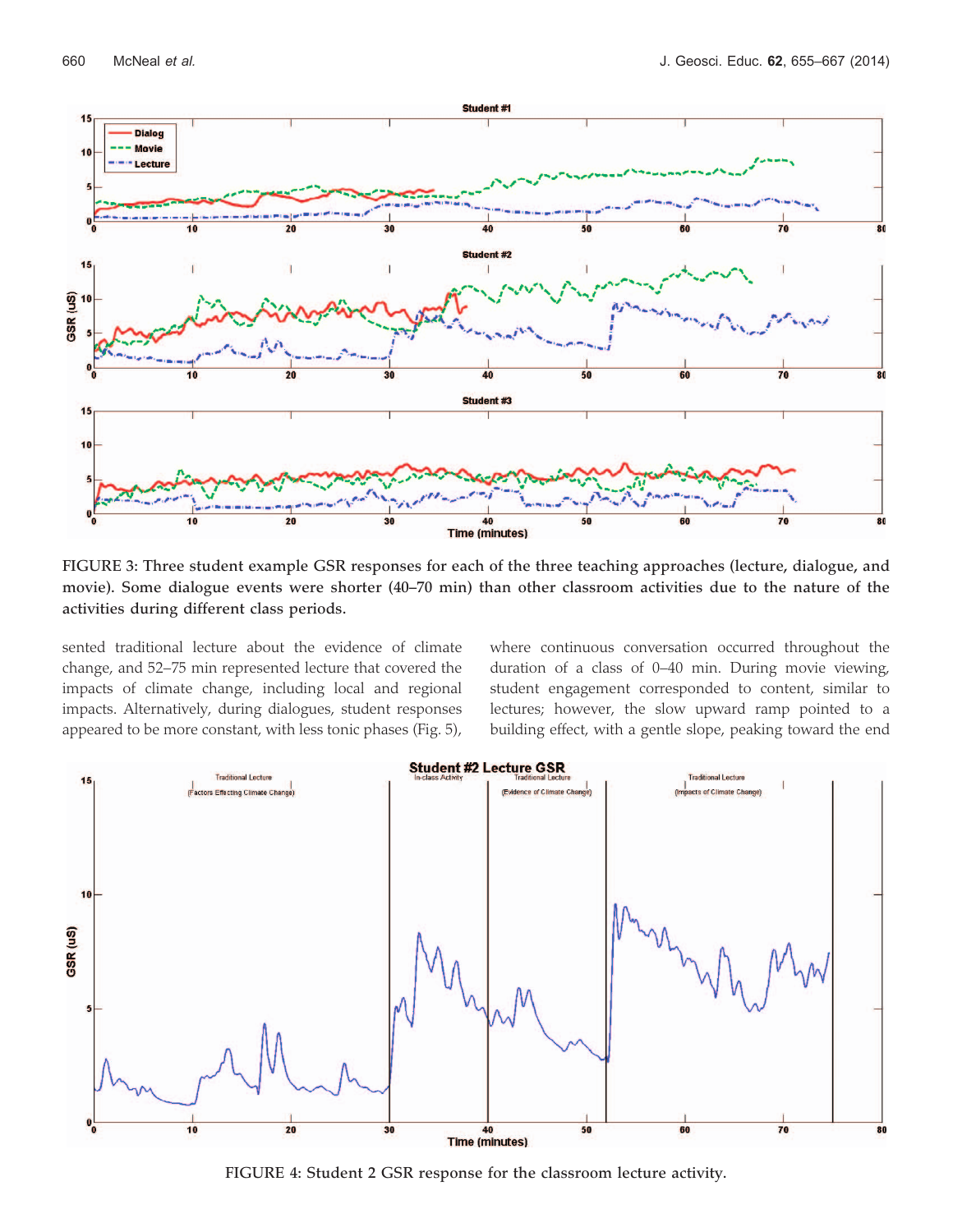FIGURE 3: Three student example GSR responses for each of the three teaching approaches (lecture, dialogue, and movie). Some dialogue events were shorter (40–70 min) than other classroom activities due to the nature of the activities during different class periods.

sented traditional lecture about the evidence of climate change, and 52–75 min represented lecture that covered the impacts of climate change, including local and regional impacts. Alternatively, during dialogues, student responses appeared to be more constant, with less tonic phases (Fig. 5), where continuous conversation occurred throughout the duration of a class of 0–40 min. During movie viewing, student engagement corresponded to content, similar to lectures; however, the slow upward ramp pointed to a building effect, with a gentle slope, peaking toward the end

FIGURE 4: Student 2 GSR response for the classroom lecture activity.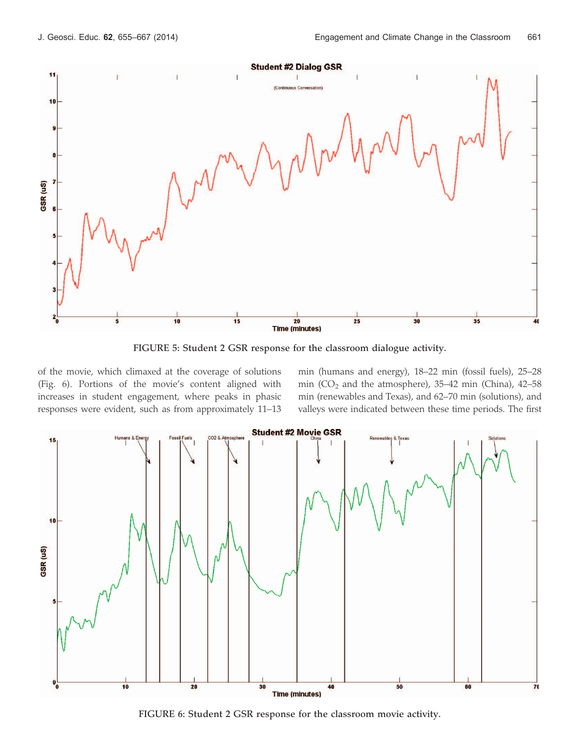FIGURE 5: Student 2 GSR response for the classroom dialogue activity.

of the movie, which climaxed at the coverage of solutions (Fig. 6). Portions of the movie's content aligned with increases in student engagement, where peaks in phasic responses were evident, such as from approximately 11–13 min (humans and energy), 18–22 min (fossil fuels), 25–28 min ($CO_2$ and the atmosphere), 35–42 min (China), 42–58 min (renewables and Texas), and 62–70 min (solutions), and valleys were indicated between these time periods. The first

FIGURE 6: Student 2 GSR response for the classroom movie activity.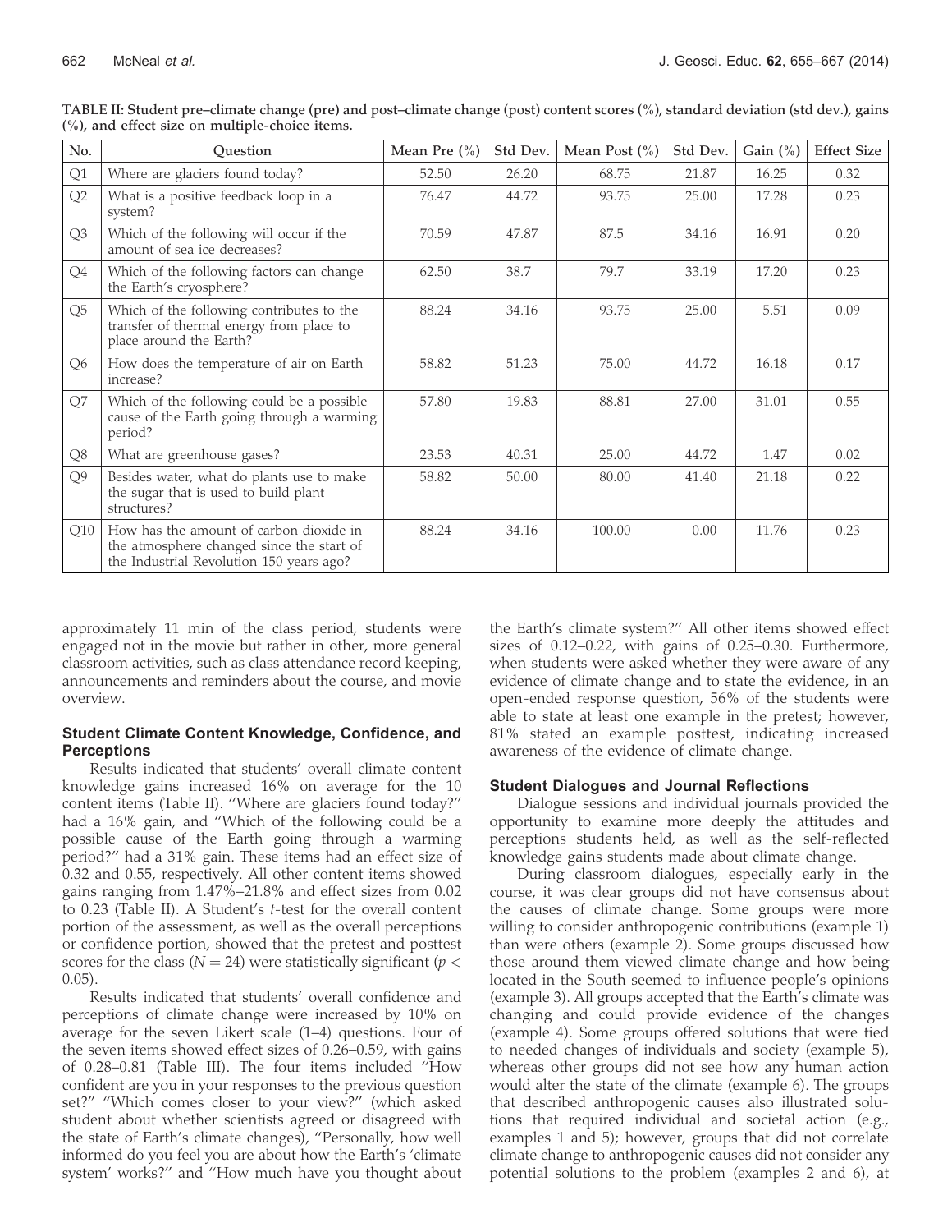TABLE II: Student pre–climate change (pre) and post–climate change (post) content scores (%), standard deviation (std dev.), gains (%), and effect size on multiple-choice items.

| No. | Question | Mean Pre (%) | Std Dev. | Mean Post (%) | Std Dev. | Gain (%) | Effect Size |
|---|---|---|---|---|---|---|---|
| Q1 | Where are glaciers found today? | 52.50 | 26.20 | 68.75 | 21.87 | 16.25 | 0.32 |
| Q2 | What is a positive feedback loop in a system? | 76.47 | 44.72 | 93.75 | 25.00 | 17.28 | 0.23 |
| Q3 | Which of the following will occur if the amount of sea ice decreases? | 70.59 | 47.87 | 87.5 | 34.16 | 16.91 | 0.20 |
| Q4 | Which of the following factors can change the Earth's cryosphere? | 62.50 | 38.7 | 79.7 | 33.19 | 17.20 | 0.23 |
| Q5 | Which of the following contributes to the transfer of thermal energy from place to place around the Earth? | 88.24 | 34.16 | 93.75 | 25.00 | 5.51 | 0.09 |
| Q6 | How does the temperature of air on Earth increase? | 58.82 | 51.23 | 75.00 | 44.72 | 16.18 | 0.17 |
| Q7 | Which of the following could be a possible cause of the Earth going through a warming period? | 57.80 | 19.83 | 88.81 | 27.00 | 31.01 | 0.55 |
| Q8 | What are greenhouse gases? | 23.53 | 40.31 | 25.00 | 44.72 | 1.47 | 0.02 |
| Q9 | Besides water, what do plants use to make the sugar that is used to build plant structures? | 58.82 | 50.00 | 80.00 | 41.40 | 21.18 | 0.22 |
| Q10 | How has the amount of carbon dioxide in the atmosphere changed since the start of the Industrial Revolution 150 years ago? | 88.24 | 34.16 | 100.00 | 0.00 | 11.76 | 0.23 |

approximately 11 min of the class period, students were engaged not in the movie but rather in other, more general classroom activities, such as class attendance record keeping, announcements and reminders about the course, and movie overview.

### Student Climate Content Knowledge, Confidence, and Perceptions

Results indicated that students' overall climate content knowledge gains increased 16% on average for the 10 content items (Table II). "Where are glaciers found today?" had a 16% gain, and "Which of the following could be a possible cause of the Earth going through a warming period?" had a 31% gain. These items had an effect size of 0.32 and 0.55, respectively. All other content items showed gains ranging from 1.47%–21.8% and effect sizes from 0.02 to 0.23 (Table II). A Student's *t*-test for the overall content portion of the assessment, as well as the overall perceptions or confidence portion, showed that the pretest and posttest scores for the class ($N = 24$) were statistically significant ($p < 0.05$).

Results indicated that students' overall confidence and perceptions of climate change were increased by 10% on average for the seven Likert scale (1–4) questions. Four of the seven items showed effect sizes of 0.26–0.59, with gains of 0.28–0.81 (Table III). The four items included "How confident are you in your responses to the previous question set?" "Which comes closer to your view?" (which asked student about whether scientists agreed or disagreed with the state of Earth's climate changes), "Personally, how well informed do you feel you are about how the Earth's 'climate system' works?" and "How much have you thought about the Earth's climate system?" All other items showed effect sizes of 0.12–0.22, with gains of 0.25–0.30. Furthermore, when students were asked whether they were aware of any evidence of climate change and to state the evidence, in an open-ended response question, 56% of the students were able to state at least one example in the pretest; however, 81% stated an example posttest, indicating increased awareness of the evidence of climate change.

### Student Dialogues and Journal Reflections

Dialogue sessions and individual journals provided the opportunity to examine more deeply the attitudes and perceptions students held, as well as the self-reflected knowledge gains students made about climate change.

During classroom dialogues, especially early in the course, it was clear groups did not have consensus about the causes of climate change. Some groups were more willing to consider anthropogenic contributions (example 1) than were others (example 2). Some groups discussed how those around them viewed climate change and how being located in the South seemed to influence people's opinions (example 3). All groups accepted that the Earth's climate was changing and could provide evidence of the changes (example 4). Some groups offered solutions that were tied to needed changes of individuals and society (example 5), whereas other groups did not see how any human action would alter the state of the climate (example 6). The groups that described anthropogenic causes also illustrated solutions that required individual and societal action (e.g., examples 1 and 5); however, groups that did not correlate climate change to anthropogenic causes did not consider any potential solutions to the problem (examples 2 and 6), at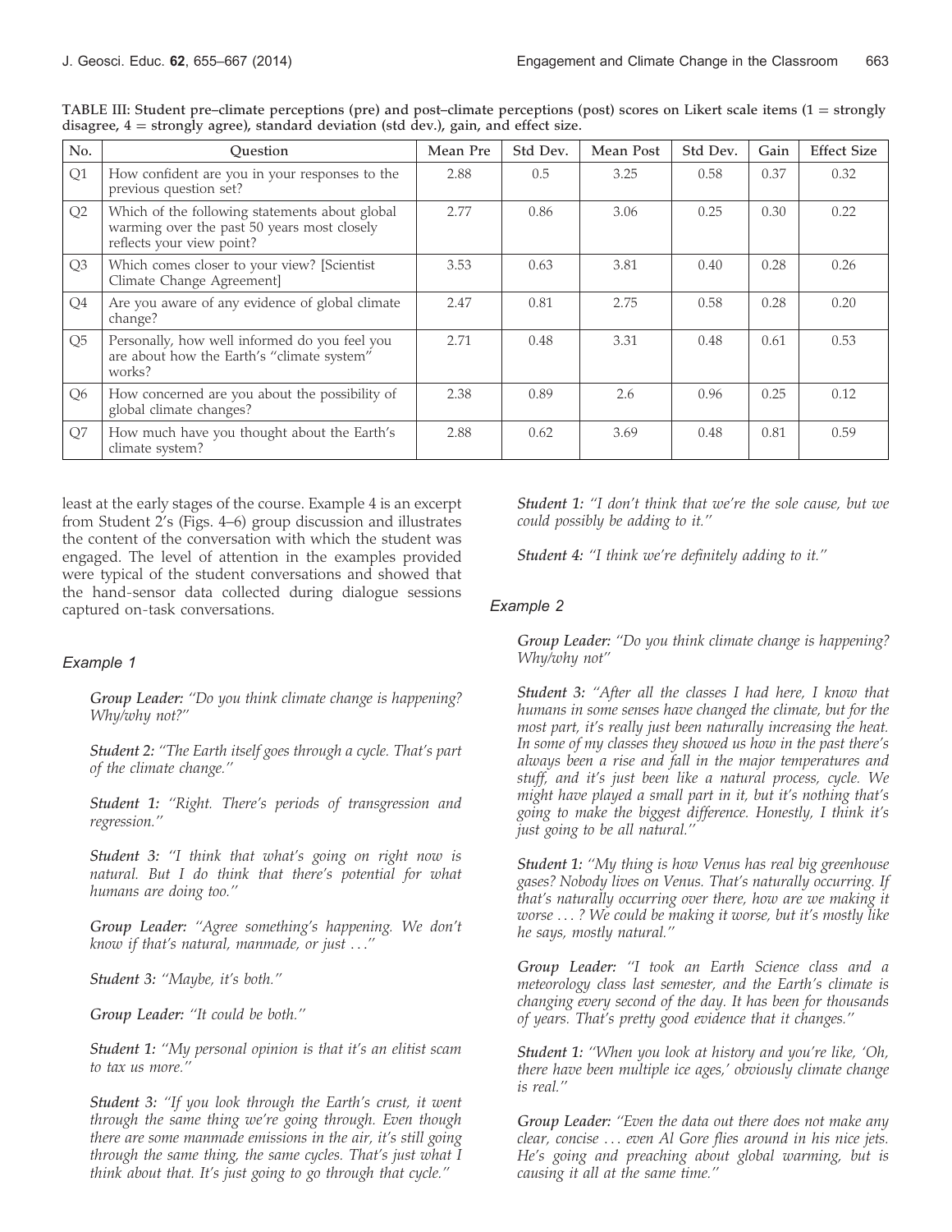TABLE III: Student pre–climate perceptions (pre) and post–climate perceptions (post) scores on Likert scale items (1 = strongly disagree, 4 = strongly agree), standard deviation (std dev.), gain, and effect size.

| No. | Question | Mean Pre | Std Dev. | Mean Post | Std Dev. | Gain | Effect Size |
|---|---|---|---|---|---|---|---|
| Q1 | How confident are you in your responses to the previous question set? | 2.88 | 0.5 | 3.25 | 0.58 | 0.37 | 0.32 |
| Q2 | Which of the following statements about global warming over the past 50 years most closely reflects your view point? | 2.77 | 0.86 | 3.06 | 0.25 | 0.30 | 0.22 |
| Q3 | Which comes closer to your view? [Scientist Climate Change Agreement] | 3.53 | 0.63 | 3.81 | 0.40 | 0.28 | 0.26 |
| Q4 | Are you aware of any evidence of global climate change? | 2.47 | 0.81 | 2.75 | 0.58 | 0.28 | 0.20 |
| Q5 | Personally, how well informed do you feel you are about how the Earth's "climate system" works? | 2.71 | 0.48 | 3.31 | 0.48 | 0.61 | 0.53 |
| Q6 | How concerned are you about the possibility of global climate changes? | 2.38 | 0.89 | 2.6 | 0.96 | 0.25 | 0.12 |
| Q7 | How much have you thought about the Earth's climate system? | 2.88 | 0.62 | 3.69 | 0.48 | 0.81 | 0.59 |

least at the early stages of the course. Example 4 is an excerpt from Student 2's (Figs. 4–6) group discussion and illustrates the content of the conversation with which the student was engaged. The level of attention in the examples provided were typical of the student conversations and showed that the hand-sensor data collected during dialogue sessions captured on-task conversations.

### Example 1

*__Group Leader:__ "Do you think climate change is happening? Why/why not?"*

*__Student 2:__ "The Earth itself goes through a cycle. That's part of the climate change."*

*__Student 1:__ "Right. There's periods of transgression and regression."*

*__Student 3:__ "I think that what's going on right now is natural. But I do think that there's potential for what humans are doing too."*

*__Group Leader:__ "Agree something's happening. We don't know if that's natural, manmade, or just . . ."*

*__Student 3:__ "Maybe, it's both."*

*__Group Leader:__ "It could be both."*

*__Student 1:__ "My personal opinion is that it's an elitist scam to tax us more."*

*__Student 3:__ "If you look through the Earth's crust, it went through the same thing we're going through. Even though there are some manmade emissions in the air, it's still going through the same thing, the same cycles. That's just what I think about that. It's just going to go through that cycle."*

*__Student 1:__ "I don't think that we're the sole cause, but we could possibly be adding to it."*

*__Student 4:__ "I think we're definitely adding to it."*

### Example 2

*__Group Leader:__ "Do you think climate change is happening? Why/why not"*

*__Student 3:__ "After all the classes I had here, I know that humans in some senses have changed the climate, but for the most part, it's really just been naturally increasing the heat. In some of my classes they showed us how in the past there's always been a rise and fall in the major temperatures and stuff, and it's just been like a natural process, cycle. We might have played a small part in it, but it's nothing that's going to make the biggest difference. Honestly, I think it's just going to be all natural."*

*__Student 1:__ "My thing is how Venus has real big greenhouse gases? Nobody lives on Venus. That's naturally occurring. If that's naturally occurring over there, how are we making it worse . . . ? We could be making it worse, but it's mostly like he says, mostly natural."*

*__Group Leader:__ "I took an Earth Science class and a meteorology class last semester, and the Earth's climate is changing every second of the day. It has been for thousands of years. That's pretty good evidence that it changes."*

*__Student 1:__ "When you look at history and you're like, 'Oh, there have been multiple ice ages,' obviously climate change is real."*

*__Group Leader:__ "Even the data out there does not make any clear, concise . . . even Al Gore flies around in his nice jets. He's going and preaching about global warming, but is causing it all at the same time."*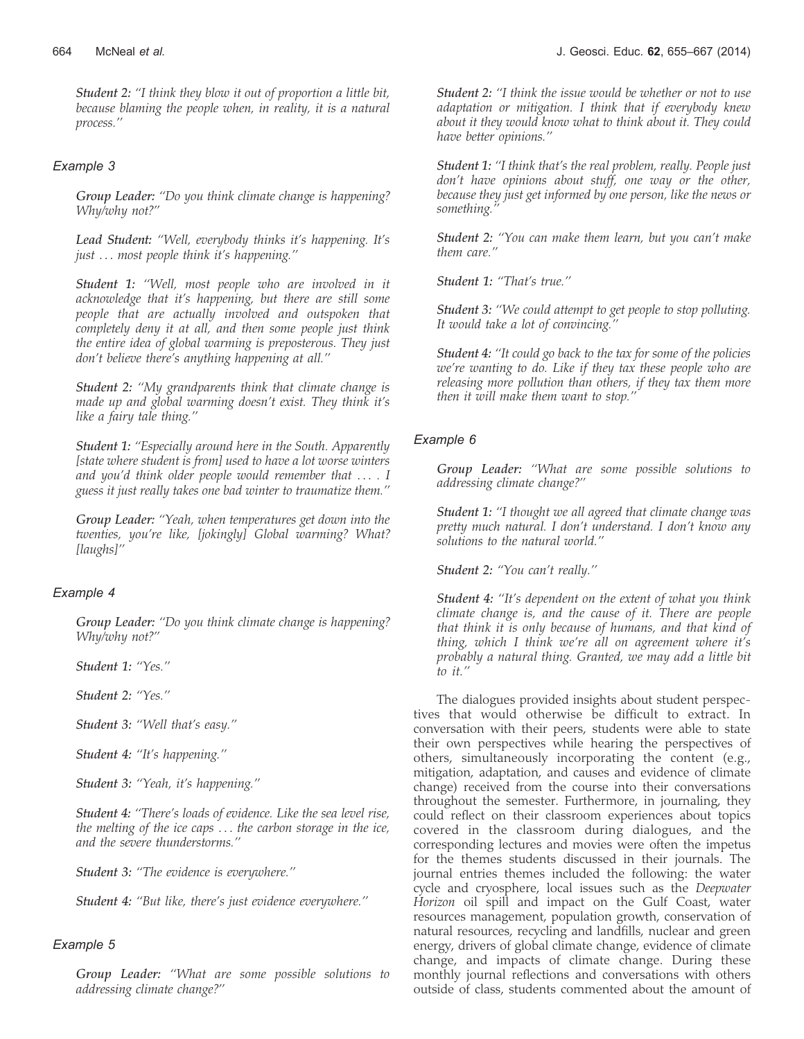*Student 2:* "I think they blow it out of proportion a little bit, because blaming the people when, in reality, it is a natural process."

### *Example 3*

*Group Leader:* "Do you think climate change is happening? Why/why not?"

*Lead Student:* "Well, everybody thinks it's happening. It's just . . . most people think it's happening."

*Student 1:* "Well, most people who are involved in it acknowledge that it's happening, but there are still some people that are actually involved and outspoken that completely deny it at all, and then some people just think the entire idea of global warming is preposterous. They just don't believe there's anything happening at all."

*Student 2:* "My grandparents think that climate change is made up and global warming doesn't exist. They think it's like a fairy tale thing."

*Student 1:* "Especially around here in the South. Apparently [state where student is from] used to have a lot worse winters and you'd think older people would remember that . . . . I guess it just really takes one bad winter to traumatize them."

*Group Leader:* "Yeah, when temperatures get down into the twenties, you're like, [jokingly] Global warming? What? [laughs]"

### *Example 4*

*Group Leader:* "Do you think climate change is happening? Why/why not?"

*Student 1:* "Yes."

*Student 2:* "Yes."

*Student 3:* "Well that's easy."

*Student 4:* "It's happening."

*Student 3:* "Yeah, it's happening."

*Student 4:* "There's loads of evidence. Like the sea level rise, the melting of the ice caps . . . the carbon storage in the ice, and the severe thunderstorms."

*Student 3:* "The evidence is everywhere."

*Student 4:* "But like, there's just evidence everywhere."

### *Example 5*

*Group Leader:* "What are some possible solutions to addressing climate change?"

*Student 2:* "I think the issue would be whether or not to use adaptation or mitigation. I think that if everybody knew about it they would know what to think about it. They could have better opinions."

*Student 1:* "I think that's the real problem, really. People just don't have opinions about stuff, one way or the other, because they just get informed by one person, like the news or something."

*Student 2:* "You can make them learn, but you can't make them care."

*Student 1:* "That's true."

*Student 3:* "We could attempt to get people to stop polluting. It would take a lot of convincing."

*Student 4:* "It could go back to the tax for some of the policies we're wanting to do. Like if they tax these people who are releasing more pollution than others, if they tax them more then it will make them want to stop."

### *Example 6*

*Group Leader:* "What are some possible solutions to addressing climate change?"

*Student 1:* "I thought we all agreed that climate change was pretty much natural. I don't understand. I don't know any solutions to the natural world."

*Student 2:* "You can't really."

*Student 4:* "It's dependent on the extent of what you think climate change is, and the cause of it. There are people that think it is only because of humans, and that kind of thing, which I think we're all on agreement where it's probably a natural thing. Granted, we may add a little bit to it."

The dialogues provided insights about student perspectives that would otherwise be difficult to extract. In conversation with their peers, students were able to state their own perspectives while hearing the perspectives of others, simultaneously incorporating the content (e.g., mitigation, adaptation, and causes and evidence of climate change) received from the course into their conversations throughout the semester. Furthermore, in journaling, they could reflect on their classroom experiences about topics covered in the classroom during dialogues, and the corresponding lectures and movies were often the impetus for the themes students discussed in their journals. The journal entries themes included the following: the water cycle and cryosphere, local issues such as the *Deepwater Horizon* oil spill and impact on the Gulf Coast, water resources management, population growth, conservation of natural resources, recycling and landfills, nuclear and green energy, drivers of global climate change, evidence of climate change, and impacts of climate change. During these monthly journal reflections and conversations with others outside of class, students commented about the amount of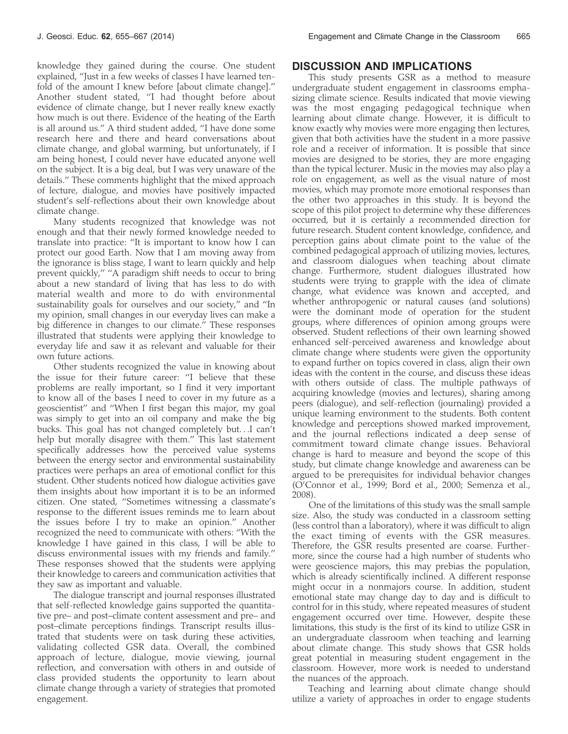knowledge they gained during the course. One student explained, "Just in a few weeks of classes I have learned tenfold of the amount I knew before [about climate change]." Another student stated, "I had thought before about evidence of climate change, but I never really knew exactly how much is out there. Evidence of the heating of the Earth is all around us." A third student added, "I have done some research here and there and heard conversations about climate change, and global warming, but unfortunately, if I am being honest, I could never have educated anyone well on the subject. It is a big deal, but I was very unaware of the details." These comments highlight that the mixed approach of lecture, dialogue, and movies have positively impacted student's self-reflections about their own knowledge about climate change.

Many students recognized that knowledge was not enough and that their newly formed knowledge needed to translate into practice: "It is important to know how I can protect our good Earth. Now that I am moving away from the ignorance is bliss stage, I want to learn quickly and help prevent quickly," "A paradigm shift needs to occur to bring about a new standard of living that has less to do with material wealth and more to do with environmental sustainability goals for ourselves and our society," and "In my opinion, small changes in our everyday lives can make a big difference in changes to our climate." These responses illustrated that students were applying their knowledge to everyday life and saw it as relevant and valuable for their own future actions.

Other students recognized the value in knowing about the issue for their future career: "I believe that these problems are really important, so I find it very important to know all of the bases I need to cover in my future as a geoscientist" and "When I first began this major, my goal was simply to get into an oil company and make the big bucks. This goal has not changed completely but. . .I can't help but morally disagree with them." This last statement specifically addresses how the perceived value systems between the energy sector and environmental sustainability practices were perhaps an area of emotional conflict for this student. Other students noticed how dialogue activities gave them insights about how important it is to be an informed citizen. One stated, "Sometimes witnessing a classmate's response to the different issues reminds me to learn about the issues before I try to make an opinion." Another recognized the need to communicate with others: "With the knowledge I have gained in this class, I will be able to discuss environmental issues with my friends and family." These responses showed that the students were applying their knowledge to careers and communication activities that they saw as important and valuable.

The dialogue transcript and journal responses illustrated that self-reflected knowledge gains supported the quantitative pre– and post–climate content assessment and pre– and post–climate perceptions findings. Transcript results illustrated that students were on task during these activities, validating collected GSR data. Overall, the combined approach of lecture, dialogue, movie viewing, journal reflection, and conversation with others in and outside of class provided students the opportunity to learn about climate change through a variety of strategies that promoted engagement.

## DISCUSSION AND IMPLICATIONS

This study presents GSR as a method to measure undergraduate student engagement in classrooms emphasizing climate science. Results indicated that movie viewing was the most engaging pedagogical technique when learning about climate change. However, it is difficult to know exactly why movies were more engaging then lectures, given that both activities have the student in a more passive role and a receiver of information. It is possible that since movies are designed to be stories, they are more engaging than the typical lecturer. Music in the movies may also play a role on engagement, as well as the visual nature of most movies, which may promote more emotional responses than the other two approaches in this study. It is beyond the scope of this pilot project to determine why these differences occurred, but it is certainly a recommended direction for future research. Student content knowledge, confidence, and perception gains about climate point to the value of the combined pedagogical approach of utilizing movies, lectures, and classroom dialogues when teaching about climate change. Furthermore, student dialogues illustrated how students were trying to grapple with the idea of climate change, what evidence was known and accepted, and whether anthropogenic or natural causes (and solutions) were the dominant mode of operation for the student groups, where differences of opinion among groups were observed. Student reflections of their own learning showed enhanced self-perceived awareness and knowledge about climate change where students were given the opportunity to expand further on topics covered in class, align their own ideas with the content in the course, and discuss these ideas with others outside of class. The multiple pathways of acquiring knowledge (movies and lectures), sharing among peers (dialogue), and self-reflection (journaling) provided a unique learning environment to the students. Both content knowledge and perceptions showed marked improvement, and the journal reflections indicated a deep sense of commitment toward climate change issues. Behavioral change is hard to measure and beyond the scope of this study, but climate change knowledge and awareness can be argued to be prerequisites for individual behavior changes (O'Connor et al., 1999; Bord et al., 2000; Semenza et al., 2008).

One of the limitations of this study was the small sample size. Also, the study was conducted in a classroom setting (less control than a laboratory), where it was difficult to align the exact timing of events with the GSR measures. Therefore, the GSR results presented are coarse. Furthermore, since the course had a high number of students who were geoscience majors, this may prebias the population, which is already scientifically inclined. A different response might occur in a nonmajors course. In addition, student emotional state may change day to day and is difficult to control for in this study, where repeated measures of student engagement occurred over time. However, despite these limitations, this study is the first of its kind to utilize GSR in an undergraduate classroom when teaching and learning about climate change. This study shows that GSR holds great potential in measuring student engagement in the classroom. However, more work is needed to understand the nuances of the approach.

Teaching and learning about climate change should utilize a variety of approaches in order to engage students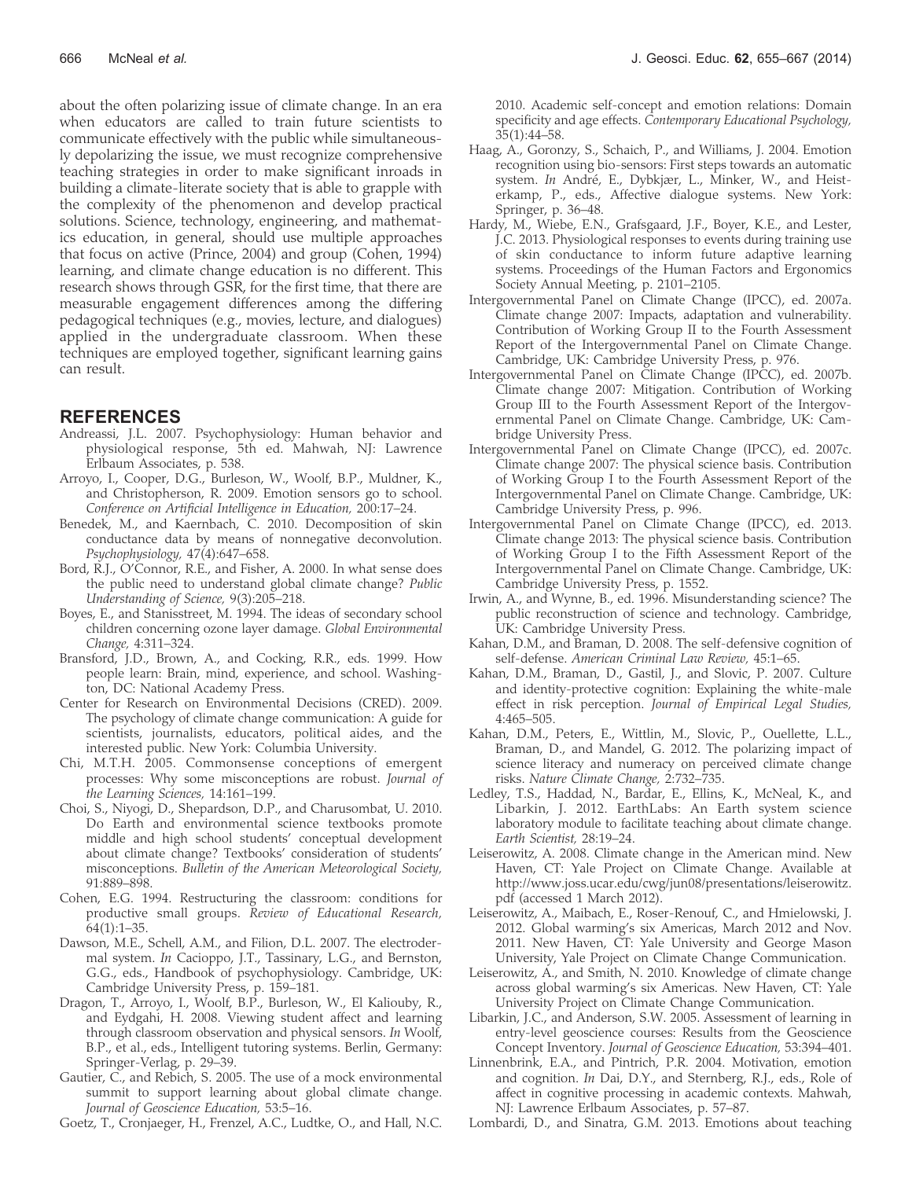about the often polarizing issue of climate change. In an era when educators are called to train future scientists to communicate effectively with the public while simultaneously depolarizing the issue, we must recognize comprehensive teaching strategies in order to make significant inroads in building a climate-literate society that is able to grapple with the complexity of the phenomenon and develop practical solutions. Science, technology, engineering, and mathematics education, in general, should use multiple approaches that focus on active (Prince, 2004) and group (Cohen, 1994) learning, and climate change education is no different. This research shows through GSR, for the first time, that there are measurable engagement differences among the differing pedagogical techniques (e.g., movies, lecture, and dialogues) applied in the undergraduate classroom. When these techniques are employed together, significant learning gains can result.

## REFERENCES

Andreassi, J.L. 2007. Psychophysiology: Human behavior and physiological response, 5th ed. Mahwah, NJ: Lawrence Erlbaum Associates, p. 538.

Arroyo, I., Cooper, D.G., Burleson, W., Woolf, B.P., Muldner, K., and Christopherson, R. 2009. Emotion sensors go to school. *Conference on Artificial Intelligence in Education,* 200:17–24.

Benedek, M., and Kaernbach, C. 2010. Decomposition of skin conductance data by means of nonnegative deconvolution. *Psychophysiology,* 47(4):647–658.

Bord, R.J., O'Connor, R.E., and Fisher, A. 2000. In what sense does the public need to understand global climate change? *Public Understanding of Science,* 9(3):205–218.

Boyes, E., and Stanisstreet, M. 1994. The ideas of secondary school children concerning ozone layer damage. *Global Environmental Change,* 4:311–324.

Bransford, J.D., Brown, A., and Cocking, R.R., eds. 1999. How people learn: Brain, mind, experience, and school. Washington, DC: National Academy Press.

Center for Research on Environmental Decisions (CRED). 2009. The psychology of climate change communication: A guide for scientists, journalists, educators, political aides, and the interested public. New York: Columbia University.

Chi, M.T.H. 2005. Commonsense conceptions of emergent processes: Why some misconceptions are robust. *Journal of the Learning Sciences,* 14:161–199.

Choi, S., Niyogi, D., Shepardson, D.P., and Charusombat, U. 2010. Do Earth and environmental science textbooks promote middle and high school students' conceptual development about climate change? Textbooks' consideration of students' misconceptions. *Bulletin of the American Meteorological Society,* 91:889–898.

Cohen, E.G. 1994. Restructuring the classroom: conditions for productive small groups. *Review of Educational Research,* 64(1):1–35.

Dawson, M.E., Schell, A.M., and Filion, D.L. 2007. The electrodermal system. *In* Cacioppo, J.T., Tassinary, L.G., and Bernston, G.G., eds., Handbook of psychophysiology. Cambridge, UK: Cambridge University Press, p. 159–181.

Dragon, T., Arroyo, I., Woolf, B.P., Burleson, W., El Kaliouby, R., and Eydgahi, H. 2008. Viewing student affect and learning through classroom observation and physical sensors. *In* Woolf, B.P., et al., eds., Intelligent tutoring systems. Berlin, Germany: Springer-Verlag, p. 29–39.

Gautier, C., and Rebich, S. 2005. The use of a mock environmental summit to support learning about global climate change. *Journal of Geoscience Education,* 53:5–16.

Goetz, T., Cronjaeger, H., Frenzel, A.C., Ludtke, O., and Hall, N.C. 2010. Academic self-concept and emotion relations: Domain specificity and age effects. *Contemporary Educational Psychology,* 35(1):44–58.

Haag, A., Goronzy, S., Schaich, P., and Williams, J. 2004. Emotion recognition using bio-sensors: First steps towards an automatic system. *In* André, E., Dybkjær, L., Minker, W., and Heisterkamp, P., eds., Affective dialogue systems. New York: Springer, p. 36–48.

Hardy, M., Wiebe, E.N., Grafsgaard, J.F., Boyer, K.E., and Lester, J.C. 2013. Physiological responses to events during training use of skin conductance to inform future adaptive learning systems. Proceedings of the Human Factors and Ergonomics Society Annual Meeting, p. 2101–2105.

Intergovernmental Panel on Climate Change (IPCC), ed. 2007a. Climate change 2007: Impacts, adaptation and vulnerability. Contribution of Working Group II to the Fourth Assessment Report of the Intergovernmental Panel on Climate Change. Cambridge, UK: Cambridge University Press, p. 976.

Intergovernmental Panel on Climate Change (IPCC), ed. 2007b. Climate change 2007: Mitigation. Contribution of Working Group III to the Fourth Assessment Report of the Intergovernmental Panel on Climate Change. Cambridge, UK: Cambridge University Press.

Intergovernmental Panel on Climate Change (IPCC), ed. 2007c. Climate change 2007: The physical science basis. Contribution of Working Group I to the Fourth Assessment Report of the Intergovernmental Panel on Climate Change. Cambridge, UK: Cambridge University Press, p. 996.

Intergovernmental Panel on Climate Change (IPCC), ed. 2013. Climate change 2013: The physical science basis. Contribution of Working Group I to the Fifth Assessment Report of the Intergovernmental Panel on Climate Change. Cambridge, UK: Cambridge University Press, p. 1552.

Irwin, A., and Wynne, B., ed. 1996. Misunderstanding science? The public reconstruction of science and technology. Cambridge, UK: Cambridge University Press.

Kahan, D.M., and Braman, D. 2008. The self-defensive cognition of self-defense. *American Criminal Law Review,* 45:1–65.

Kahan, D.M., Braman, D., Gastil, J., and Slovic, P. 2007. Culture and identity-protective cognition: Explaining the white-male effect in risk perception. *Journal of Empirical Legal Studies,* 4:465–505.

Kahan, D.M., Peters, E., Wittlin, M., Slovic, P., Ouellette, L.L., Braman, D., and Mandel, G. 2012. The polarizing impact of science literacy and numeracy on perceived climate change risks. *Nature Climate Change,* 2:732–735.

Ledley, T.S., Haddad, N., Bardar, E., Ellins, K., McNeal, K., and Libarkin, J. 2012. EarthLabs: An Earth system science laboratory module to facilitate teaching about climate change. *Earth Scientist,* 28:19–24.

Leiserowitz, A. 2008. Climate change in the American mind. New Haven, CT: Yale Project on Climate Change. Available at http://www.joss.ucar.edu/cwg/jun08/presentations/leiserowitz.pdf (accessed 1 March 2012).

Leiserowitz, A., Maibach, E., Roser-Renouf, C., and Hmielowski, J. 2012. Global warming's six Americas, March 2012 and Nov. 2011. New Haven, CT: Yale University and George Mason University, Yale Project on Climate Change Communication.

Leiserowitz, A., and Smith, N. 2010. Knowledge of climate change across global warming's six Americas. New Haven, CT: Yale University Project on Climate Change Communication.

Libarkin, J.C., and Anderson, S.W. 2005. Assessment of learning in entry-level geoscience courses: Results from the Geoscience Concept Inventory. *Journal of Geoscience Education,* 53:394–401.

Linnenbrink, E.A., and Pintrich, P.R. 2004. Motivation, emotion and cognition. *In* Dai, D.Y., and Sternberg, R.J., eds., Role of affect in cognitive processing in academic contexts. Mahwah, NJ: Lawrence Erlbaum Associates, p. 57–87.

Lombardi, D., and Sinatra, G.M. 2013. Emotions about teaching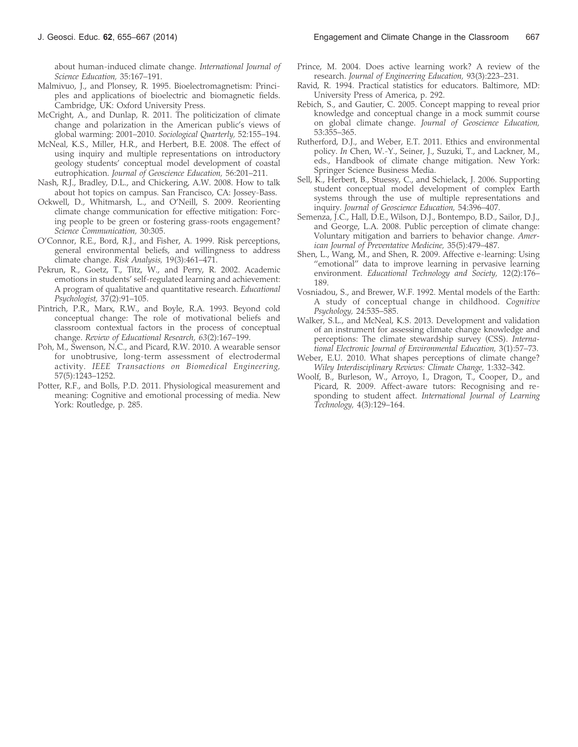about human-induced climate change. *International Journal of Science Education,* 35:167–191.

Malmivuo, J., and Plonsey, R. 1995. Bioelectromagnetism: Principles and applications of bioelectric and biomagnetic fields. Cambridge, UK: Oxford University Press.

McCright, A., and Dunlap, R. 2011. The politicization of climate change and polarization in the American public's views of global warming: 2001–2010. *Sociological Quarterly,* 52:155–194.

McNeal, K.S., Miller, H.R., and Herbert, B.E. 2008. The effect of using inquiry and multiple representations on introductory geology students' conceptual model development of coastal eutrophication. *Journal of Geoscience Education,* 56:201–211.

Nash, R.J., Bradley, D.L., and Chickering, A.W. 2008. How to talk about hot topics on campus. San Francisco, CA: Jossey-Bass.

Ockwell, D., Whitmarsh, L., and O'Neill, S. 2009. Reorienting climate change communication for effective mitigation: Forcing people to be green or fostering grass-roots engagement? *Science Communication,* 30:305.

O'Connor, R.E., Bord, R.J., and Fisher, A. 1999. Risk perceptions, general environmental beliefs, and willingness to address climate change. *Risk Analysis,* 19(3):461–471.

Pekrun, R., Goetz, T., Titz, W., and Perry, R. 2002. Academic emotions in students' self-regulated learning and achievement: A program of qualitative and quantitative research. *Educational Psychologist,* 37(2):91–105.

Pintrich, P.R., Marx, R.W., and Boyle, R.A. 1993. Beyond cold conceptual change: The role of motivational beliefs and classroom contextual factors in the process of conceptual change. *Review of Educational Research, 63*(2):167–199.

Poh, M., Swenson, N.C., and Picard, R.W. 2010. A wearable sensor for unobtrusive, long-term assessment of electrodermal activity. *IEEE Transactions on Biomedical Engineering,* 57(5):1243–1252.

Potter, R.F., and Bolls, P.D. 2011. Physiological measurement and meaning: Cognitive and emotional processing of media. New York: Routledge, p. 285.

Prince, M. 2004. Does active learning work? A review of the research. *Journal of Engineering Education,* 93(3):223–231.

Ravid, R. 1994. Practical statistics for educators. Baltimore, MD: University Press of America, p. 292.

Rebich, S., and Gautier, C. 2005. Concept mapping to reveal prior knowledge and conceptual change in a mock summit course on global climate change. *Journal of Geoscience Education,* 53:355–365.

Rutherford, D.J., and Weber, E.T. 2011. Ethics and environmental policy. *In* Chen, W.-Y., Seiner, J., Suzuki, T., and Lackner, M., eds., Handbook of climate change mitigation. New York: Springer Science Business Media.

Sell, K., Herbert, B., Stuessy, C., and Schielack, J. 2006. Supporting student conceptual model development of complex Earth systems through the use of multiple representations and inquiry. *Journal of Geoscience Education,* 54:396–407.

Semenza, J.C., Hall, D.E., Wilson, D.J., Bontempo, B.D., Sailor, D.J., and George, L.A. 2008. Public perception of climate change: Voluntary mitigation and barriers to behavior change. *American Journal of Preventative Medicine,* 35(5):479–487.

Shen, L., Wang, M., and Shen, R. 2009. Affective e-learning: Using "emotional" data to improve learning in pervasive learning environment. *Educational Technology and Society,* 12(2):176–189.

Vosniadou, S., and Brewer, W.F. 1992. Mental models of the Earth: A study of conceptual change in childhood. *Cognitive Psychology,* 24:535–585.

Walker, S.L., and McNeal, K.S. 2013. Development and validation of an instrument for assessing climate change knowledge and perceptions: The climate stewardship survey (CSS). *International Electronic Journal of Environmental Education,* 3(1):57–73.

Weber, E.U. 2010. What shapes perceptions of climate change? *Wiley Interdisciplinary Reviews: Climate Change,* 1:332–342.

Woolf, B., Burleson, W., Arroyo, I., Dragon, T., Cooper, D., and Picard, R. 2009. Affect-aware tutors: Recognising and responding to student affect. *International Journal of Learning Technology,* 4(3):129–164.